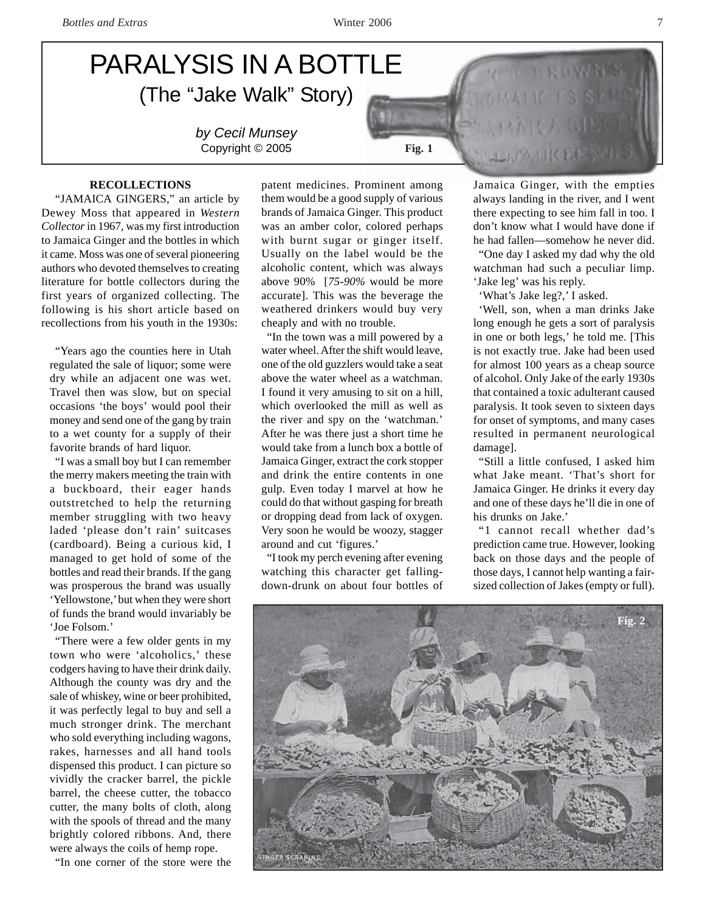# PARALYSIS IN A BOTTLE

## (The "Jake Walk" Story)

*by Cecil Munsey*

Copyright © 2005

Fig. 1

### RECOLLECTIONS

"JAMAICA GINGERS," an article by Dewey Moss that appeared in *Western Collector* in 1967, was my first introduction to Jamaica Ginger and the bottles in which it came. Moss was one of several pioneering authors who devoted themselves to creating literature for bottle collectors during the first years of organized collecting. The following is his short article based on recollections from his youth in the 1930s:

> "Years ago the counties here in Utah regulated the sale of liquor; some were dry while an adjacent one was wet. Travel then was slow, but on special occasions 'the boys' would pool their money and send one of the gang by train to a wet county for a supply of their favorite brands of hard liquor.
>
> "I was a small boy but I can remember the merry makers meeting the train with a buckboard, their eager hands outstretched to help the returning member struggling with two heavy laded 'please don't rain' suitcases (cardboard). Being a curious kid, I managed to get hold of some of the bottles and read their brands. If the gang was prosperous the brand was usually 'Yellowstone,' but when they were short of funds the brand would invariably be 'Joe Folsom.'
>
> "There were a few older gents in my town who were 'alcoholics,' these codgers having to have their drink daily. Although the county was dry and the sale of whiskey, wine or beer prohibited, it was perfectly legal to buy and sell a much stronger drink. The merchant who sold everything including wagons, rakes, harnesses and all hand tools dispensed this product. I can picture so vividly the cracker barrel, the pickle barrel, the cheese cutter, the tobacco cutter, the many bolts of cloth, along with the spools of thread and the many brightly colored ribbons. And, there were always the coils of hemp rope.
>
> "In one corner of the store were the patent medicines. Prominent among them would be a good supply of various brands of Jamaica Ginger. This product was an amber color, colored perhaps with burnt sugar or ginger itself. Usually on the label would be the alcoholic content, which was always above 90% [*75-90%* would be more accurate]. This was the beverage the weathered drinkers would buy very cheaply and with no trouble.
>
> "In the town was a mill powered by a water wheel. After the shift would leave, one of the old guzzlers would take a seat above the water wheel as a watchman. I found it very amusing to sit on a hill, which overlooked the mill as well as the river and spy on the 'watchman.' After he was there just a short time he would take from a lunch box a bottle of Jamaica Ginger, extract the cork stopper and drink the entire contents in one gulp. Even today I marvel at how he could do that without gasping for breath or dropping dead from lack of oxygen. Very soon he would be woozy, stagger around and cut 'figures.'
>
> "I took my perch evening after evening watching this character get falling-down-drunk on about four bottles of Jamaica Ginger, with the empties always landing in the river, and I went there expecting to see him fall in too. I don't know what I would have done if he had fallen—somehow he never did.
>
> "One day I asked my dad why the old watchman had such a peculiar limp. 'Jake leg' was his reply.
>
> 'What's Jake leg?,' I asked.
>
> 'Well, son, when a man drinks Jake long enough he gets a sort of paralysis in one or both legs,' he told me. [This is not exactly true. Jake had been used for almost 100 years as a cheap source of alcohol. Only Jake of the early 1930s that contained a toxic adulterant caused paralysis. It took seven to sixteen days for onset of symptoms, and many cases resulted in permanent neurological damage].
>
> "Still a little confused, I asked him what Jake meant. 'That's short for Jamaica Ginger. He drinks it every day and one of these days he'll die in one of his drunks on Jake.'
>
> "I cannot recall whether dad's prediction came true. However, looking back on those days and the people of those days, I cannot help wanting a fair-sized collection of Jakes (empty or full).

Fig. 2

GINGER SCRAPING.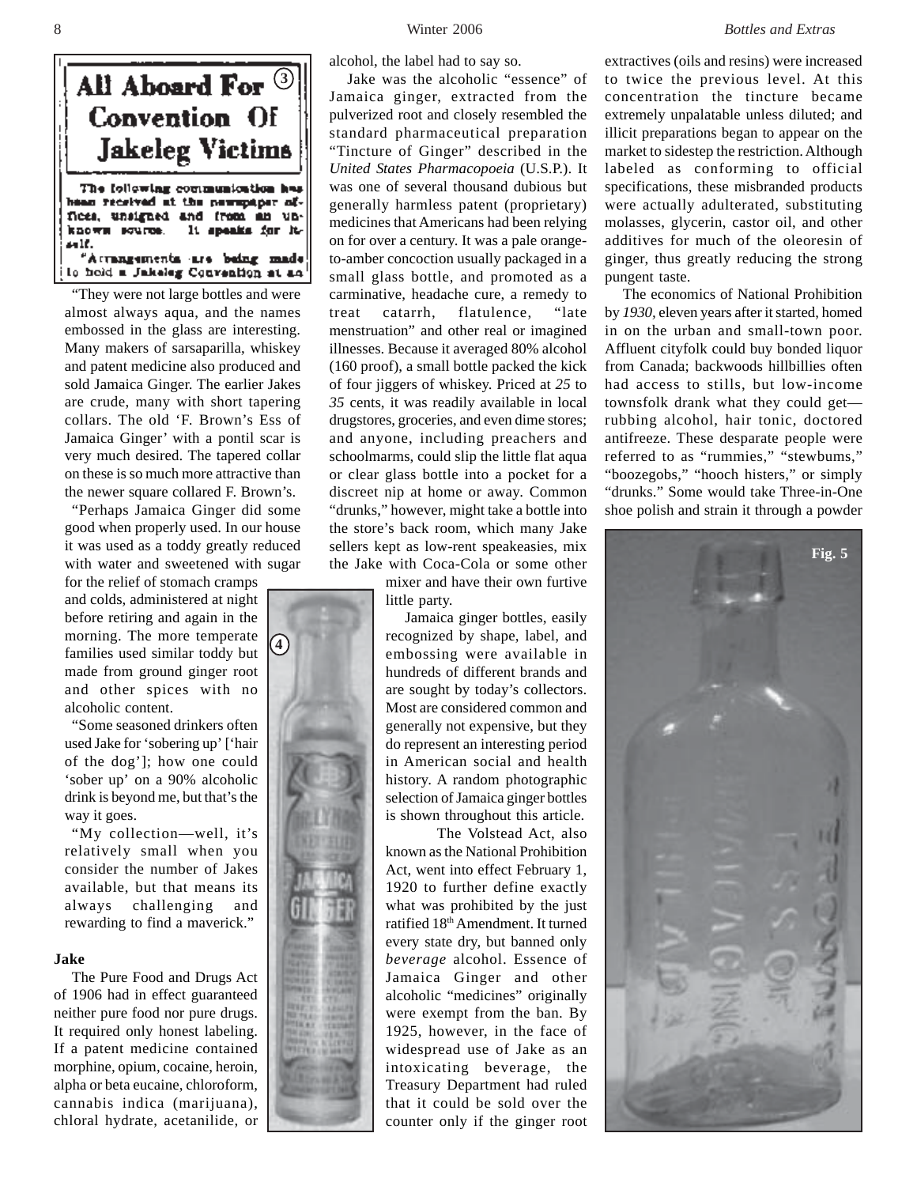All Aboard For Convention Of Jakeleg Victims

The following communication has been received at the newspaper offices, unsigned and from an unknown source. It speaks for itself.

"Arrangements are being made to hold a Jakeleg Convention at an

"They were not large bottles and were almost always aqua, and the names embossed in the glass are interesting. Many makers of sarsaparilla, whiskey and patent medicine also produced and sold Jamaica Ginger. The earlier Jakes are crude, many with short tapering collars. The old 'F. Brown's Ess of Jamaica Ginger' with a pontil scar is very much desired. The tapered collar on these is so much more attractive than the newer square collared F. Brown's.

"Perhaps Jamaica Ginger did some good when properly used. In our house it was used as a toddy greatly reduced with water and sweetened with sugar for the relief of stomach cramps and colds, administered at night before retiring and again in the morning. The more temperate families used similar toddy but made from ground ginger root and other spices with no alcoholic content.

"Some seasoned drinkers often used Jake for 'sobering up' ['hair of the dog']; how one could 'sober up' on a 90% alcoholic drink is beyond me, but that's the way it goes.

"My collection—well, it's relatively small when you consider the number of Jakes available, but that means its always challenging and rewarding to find a maverick."

**Jake**

The Pure Food and Drugs Act of 1906 had in effect guaranteed neither pure food nor pure drugs. It required only honest labeling. If a patent medicine contained morphine, opium, cocaine, heroin, alpha or beta eucaine, chloroform, cannabis indica (marijuana), chloral hydrate, acetanilide, or alcohol, the label had to say so.

Jake was the alcoholic "essence" of Jamaica ginger, extracted from the pulverized root and closely resembled the standard pharmaceutical preparation "Tincture of Ginger" described in the *United States Pharmacopoeia* (U.S.P.). It was one of several thousand dubious but generally harmless patent (proprietary) medicines that Americans had been relying on for over a century. It was a pale orange-to-amber concoction usually packaged in a small glass bottle, and promoted as a carminative, headache cure, a remedy to treat catarrh, flatulence, "late menstruation" and other real or imagined illnesses. Because it averaged 80% alcohol (160 proof), a small bottle packed the kick of four jiggers of whiskey. Priced at *25* to *35* cents, it was readily available in local drugstores, groceries, and even dime stores; and anyone, including preachers and schoolmarms, could slip the little flat aqua or clear glass bottle into a pocket for a discreet nip at home or away. Common "drunks," however, might take a bottle into the store's back room, which many Jake sellers kept as low-rent speakeasies, mix the Jake with Coca-Cola or some other mixer and have their own furtive little party.

Jamaica ginger bottles, easily recognized by shape, label, and embossing were available in hundreds of different brands and are sought by today's collectors. Most are considered common and generally not expensive, but they do represent an interesting period in American social and health history. A random photographic selection of Jamaica ginger bottles is shown throughout this article.

The Volstead Act, also known as the National Prohibition Act, went into effect February 1, 1920 to further define exactly what was prohibited by the just ratified 18th Amendment. It turned every state dry, but banned only *beverage* alcohol. Essence of Jamaica Ginger and other alcoholic "medicines" originally were exempt from the ban. By 1925, however, in the face of widespread use of Jake as an intoxicating beverage, the Treasury Department had ruled that it could be sold over the counter only if the ginger root extractives (oils and resins) were increased to twice the previous level. At this concentration the tincture became extremely unpalatable unless diluted; and illicit preparations began to appear on the market to sidestep the restriction. Although labeled as conforming to official specifications, these misbranded products were actually adulterated, substituting molasses, glycerin, castor oil, and other additives for much of the oleoresin of ginger, thus greatly reducing the strong pungent taste.

The economics of National Prohibition by *1930*, eleven years after it started, homed in on the urban and small-town poor. Affluent cityfolk could buy bonded liquor from Canada; backwoods hillbillies often had access to stills, but low-income townsfolk drank what they could get—rubbing alcohol, hair tonic, doctored antifreeze. These desparate people were referred to as "rummies," "stewbums," "boozegobs," "hooch histers," or simply "drunks." Some would take Three-in-One shoe polish and strain it through a powder

Fig. 5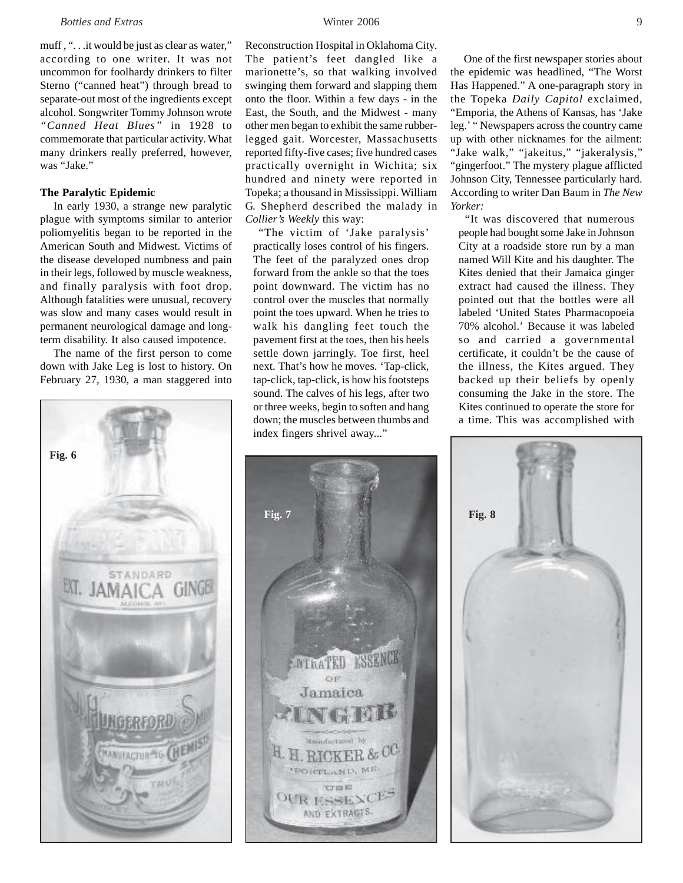muff , ". . .it would be just as clear as water," according to one writer. It was not uncommon for foolhardy drinkers to filter Sterno ("canned heat") through bread to separate-out most of the ingredients except alcohol. Songwriter Tommy Johnson wrote *"Canned Heat Blues"* in 1928 to commemorate that particular activity. What many drinkers really preferred, however, was "Jake."

**The Paralytic Epidemic**

In early 1930, a strange new paralytic plague with symptoms similar to anterior poliomyelitis began to be reported in the American South and Midwest. Victims of the disease developed numbness and pain in their legs, followed by muscle weakness, and finally paralysis with foot drop. Although fatalities were unusual, recovery was slow and many cases would result in permanent neurological damage and long-term disability. It also caused impotence.

The name of the first person to come down with Jake Leg is lost to history. On February 27, 1930, a man staggered into Reconstruction Hospital in Oklahoma City. The patient's feet dangled like a marionette's, so that walking involved swinging them forward and slapping them onto the floor. Within a few days - in the East, the South, and the Midwest - many other men began to exhibit the same rubber-legged gait. Worcester, Massachusetts reported fifty-five cases; five hundred cases practically overnight in Wichita; six hundred and ninety were reported in Topeka; a thousand in Mississippi. William G. Shepherd described the malady in *Collier's Weekly* this way:

"The victim of 'Jake paralysis' practically loses control of his fingers. The feet of the paralyzed ones drop forward from the ankle so that the toes point downward. The victim has no control over the muscles that normally point the toes upward. When he tries to walk his dangling feet touch the pavement first at the toes, then his heels settle down jarringly. Toe first, heel next. That's how he moves. 'Tap-click, tap-click, tap-click, is how his footsteps sound. The calves of his legs, after two or three weeks, begin to soften and hang down; the muscles between thumbs and index fingers shrivel away..."

One of the first newspaper stories about the epidemic was headlined, "The Worst Has Happened." A one-paragraph story in the Topeka *Daily Capitol* exclaimed, "Emporia, the Athens of Kansas, has 'Jake leg.' " Newspapers across the country came up with other nicknames for the ailment: "Jake walk," "jakeitus," "jakeralysis," "gingerfoot." The mystery plague afflicted Johnson City, Tennessee particularly hard. According to writer Dan Baum in *The New Yorker:*

"It was discovered that numerous people had bought some Jake in Johnson City at a roadside store run by a man named Will Kite and his daughter. The Kites denied that their Jamaica ginger extract had caused the illness. They pointed out that the bottles were all labeled 'United States Pharmacopoeia 70% alcohol.' Because it was labeled so and carried a governmental certificate, it couldn't be the cause of the illness, the Kites argued. They backed up their beliefs by openly consuming the Jake in the store. The Kites continued to operate the store for a time. This was accomplished with

Fig. 6

Fig. 7

Fig. 8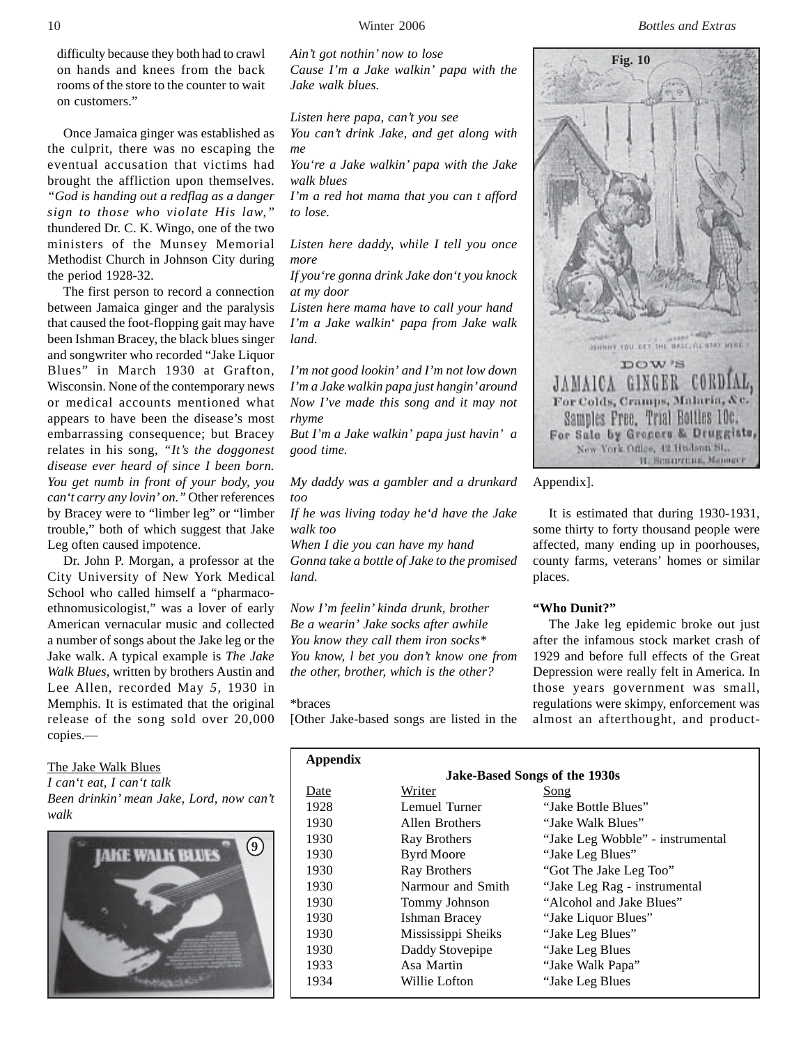difficulty because they both had to crawl on hands and knees from the back rooms of the store to the counter to wait on customers."

Once Jamaica ginger was established as the culprit, there was no escaping the eventual accusation that victims had brought the affliction upon themselves. *"God is handing out a redflag as a danger sign to those who violate His law,"* thundered Dr. C. K. Wingo, one of the two ministers of the Munsey Memorial Methodist Church in Johnson City during the period 1928-32.

The first person to record a connection between Jamaica ginger and the paralysis that caused the foot-flopping gait may have been Ishman Bracey, the black blues singer and songwriter who recorded "Jake Liquor Blues" in March 1930 at Grafton, Wisconsin. None of the contemporary news or medical accounts mentioned what appears to have been the disease's most embarrassing consequence; but Bracey relates in his song, "*It's the doggonest disease ever heard of since I been born. You get numb in front of your body, you can't carry any lovin' on."* Other references by Bracey were to "limber leg" or "limber trouble," both of which suggest that Jake Leg often caused impotence.

Dr. John P. Morgan, a professor at the City University of New York Medical School who called himself a "pharmaco-ethnomusicologist," was a lover of early American vernacular music and collected a number of songs about the Jake leg or the Jake walk. A typical example is *The Jake Walk Blues,* written by brothers Austin and Lee Allen, recorded May 5, 1930 in Memphis. It is estimated that the original release of the song sold over 20,000 copies.—

<u>The Jake Walk Blues</u>

*I can't eat, I can't talk*
*Been drinkin' mean Jake, Lord, now can't walk*
*Ain't got nothin' now to lose*
*Cause I'm a Jake walkin' papa with the Jake walk blues.*

*Listen here papa, can't you see*
*You can't drink Jake, and get along with me*
*You're a Jake walkin' papa with the Jake walk blues*
*I'm a red hot mama that you can t afford to lose.*

*Listen here daddy, while I tell you once more*
*If you're gonna drink Jake don't you knock at my door*
*Listen here mama have to call your hand*
*I'm a Jake walkin' papa from Jake walk land.*

*I'm not good lookin' and I'm not low down*
*I'm a Jake walkin papa just hangin' around*
*Now I've made this song and it may not rhyme*
*But I'm a Jake walkin' papa just havin' a good time.*

*My daddy was a gambler and a drunkard too*
*If he was living today he'd have the Jake walk too*
*When I die you can have my hand*
*Gonna take a bottle of Jake to the promised land.*

*Now I'm feelin' kinda drunk, brother*
*Be a wearin' Jake socks after awhile*
*You know they call them iron socks**
*You know, l bet you don't know one from the other, brother, which is the other?*

*braces

[Other Jake-based songs are listed in the Appendix].

It is estimated that during 1930-1931, some thirty to forty thousand people were affected, many ending up in poorhouses, county farms, veterans' homes or similar places.

**"Who Dunit?"**

The Jake leg epidemic broke out just after the infamous stock market crash of 1929 and before full effects of the Great Depression were really felt in America. In those years government was small, regulations were skimpy, enforcement was almost an afterthought, and product-

**Appendix**

**Jake-Based Songs of the 1930s**

| Date | Writer | Song |
|---|---|---|
| 1928 | Lemuel Turner | "Jake Bottle Blues" |
| 1930 | Allen Brothers | "Jake Walk Blues" |
| 1930 | Ray Brothers | "Jake Leg Wobble" - instrumental |
| 1930 | Byrd Moore | "Jake Leg Blues" |
| 1930 | Ray Brothers | "Got The Jake Leg Too" |
| 1930 | Narmour and Smith | "Jake Leg Rag - instrumental |
| 1930 | Tommy Johnson | "Alcohol and Jake Blues" |
| 1930 | Ishman Bracey | "Jake Liquor Blues" |
| 1930 | Mississippi Sheiks | "Jake Leg Blues" |
| 1930 | Daddy Stovepipe | "Jake Leg Blues |
| 1933 | Asa Martin | "Jake Walk Papa" |
| 1934 | Willie Lofton | "Jake Leg Blues |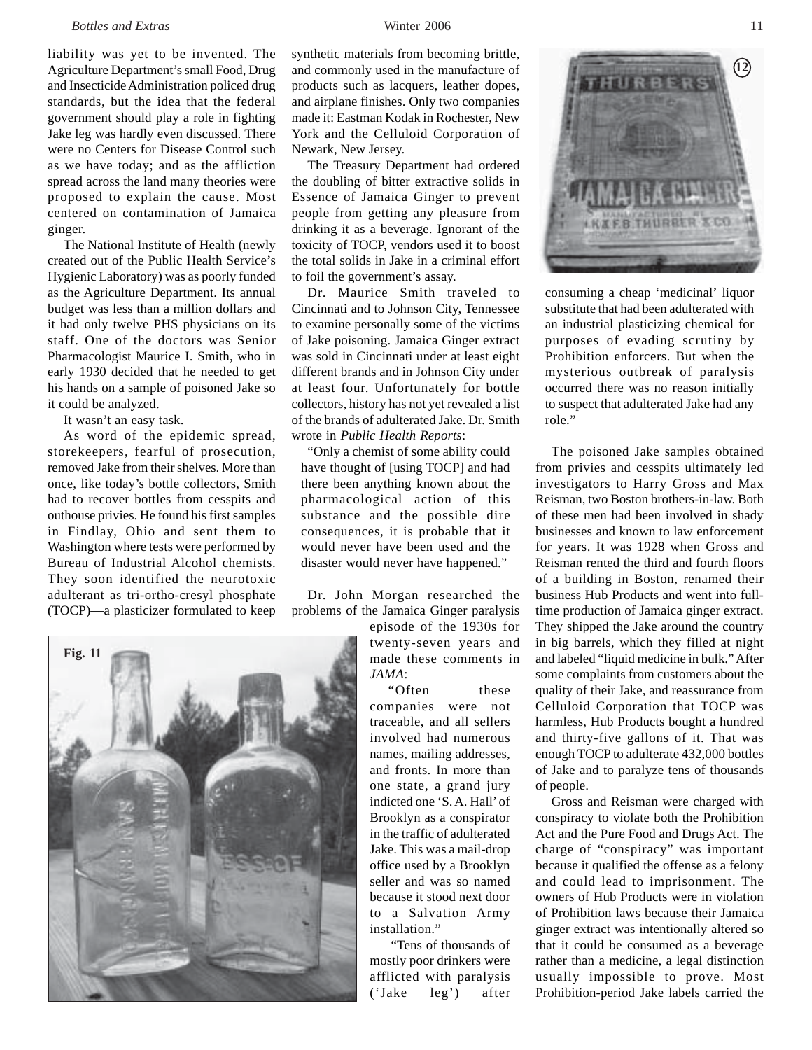liability was yet to be invented. The Agriculture Department's small Food, Drug and Insecticide Administration policed drug standards, but the idea that the federal government should play a role in fighting Jake leg was hardly even discussed. There were no Centers for Disease Control such as we have today; and as the affliction spread across the land many theories were proposed to explain the cause. Most centered on contamination of Jamaica ginger.

The National Institute of Health (newly created out of the Public Health Service's Hygienic Laboratory) was as poorly funded as the Agriculture Department. Its annual budget was less than a million dollars and it had only twelve PHS physicians on its staff. One of the doctors was Senior Pharmacologist Maurice I. Smith, who in early 1930 decided that he needed to get his hands on a sample of poisoned Jake so it could be analyzed.

It wasn't an easy task.

As word of the epidemic spread, storekeepers, fearful of prosecution, removed Jake from their shelves. More than once, like today's bottle collectors, Smith had to recover bottles from cesspits and outhouse privies. He found his first samples in Findlay, Ohio and sent them to Washington where tests were performed by Bureau of Industrial Alcohol chemists. They soon identified the neurotoxic adulterant as tri-ortho-cresyl phosphate (TOCP)—a plasticizer formulated to keep synthetic materials from becoming brittle, and commonly used in the manufacture of products such as lacquers, leather dopes, and airplane finishes. Only two companies made it: Eastman Kodak in Rochester, New York and the Celluloid Corporation of Newark, New Jersey.

The Treasury Department had ordered the doubling of bitter extractive solids in Essence of Jamaica Ginger to prevent people from getting any pleasure from drinking it as a beverage. Ignorant of the toxicity of TOCP, vendors used it to boost the total solids in Jake in a criminal effort to foil the government's assay.

Dr. Maurice Smith traveled to Cincinnati and to Johnson City, Tennessee to examine personally some of the victims of Jake poisoning. Jamaica Ginger extract was sold in Cincinnati under at least eight different brands and in Johnson City under at least four. Unfortunately for bottle collectors, history has not yet revealed a list of the brands of adulterated Jake. Dr. Smith wrote in *Public Health Reports*:

> "Only a chemist of some ability could have thought of [using TOCP] and had there been anything known about the pharmacological action of this substance and the possible dire consequences, it is probable that it would never have been used and the disaster would never have happened."

Dr. John Morgan researched the problems of the Jamaica Ginger paralysis episode of the 1930s for twenty-seven years and made these comments in *JAMA*:

> "Often these companies were not traceable, and all sellers involved had numerous names, mailing addresses, and fronts. In more than one state, a grand jury indicted one 'S. A. Hall' of Brooklyn as a conspirator in the traffic of adulterated Jake. This was a mail-drop office used by a Brooklyn seller and was so named because it stood next door to a Salvation Army installation."
>
> "Tens of thousands of mostly poor drinkers were afflicted with paralysis ('Jake leg') after consuming a cheap 'medicinal' liquor substitute that had been adulterated with an industrial plasticizing chemical for purposes of evading scrutiny by Prohibition enforcers. But when the mysterious outbreak of paralysis occurred there was no reason initially to suspect that adulterated Jake had any role."

Fig. 11

12

The poisoned Jake samples obtained from privies and cesspits ultimately led investigators to Harry Gross and Max Reisman, two Boston brothers-in-law. Both of these men had been involved in shady businesses and known to law enforcement for years. It was 1928 when Gross and Reisman rented the third and fourth floors of a building in Boston, renamed their business Hub Products and went into full-time production of Jamaica ginger extract. They shipped the Jake around the country in big barrels, which they filled at night and labeled "liquid medicine in bulk." After some complaints from customers about the quality of their Jake, and reassurance from Celluloid Corporation that TOCP was harmless, Hub Products bought a hundred and thirty-five gallons of it. That was enough TOCP to adulterate 432,000 bottles of Jake and to paralyze tens of thousands of people.

Gross and Reisman were charged with conspiracy to violate both the Prohibition Act and the Pure Food and Drugs Act. The charge of "conspiracy" was important because it qualified the offense as a felony and could lead to imprisonment. The owners of Hub Products were in violation of Prohibition laws because their Jamaica ginger extract was intentionally altered so that it could be consumed as a beverage rather than a medicine, a legal distinction usually impossible to prove. Most Prohibition-period Jake labels carried the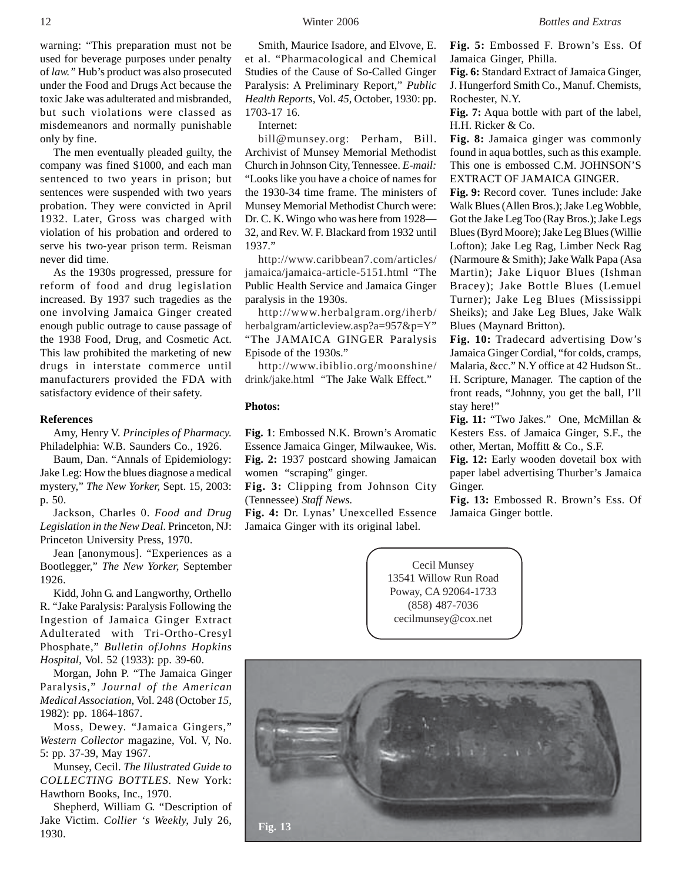warning: "This preparation must not be used for beverage purposes under penalty of *law.*" Hub's product was also prosecuted under the Food and Drugs Act because the toxic Jake was adulterated and misbranded, but such violations were classed as misdemeanors and normally punishable only by fine.

The men eventually pleaded guilty, the company was fined $1000, and each man sentenced to two years in prison; but sentences were suspended with two years probation. They were convicted in April 1932. Later, Gross was charged with violation of his probation and ordered to serve his two-year prison term. Reisman never did time.

As the 1930s progressed, pressure for reform of food and drug legislation increased. By 1937 such tragedies as the one involving Jamaica Ginger created enough public outrage to cause passage of the 1938 Food, Drug, and Cosmetic Act. This law prohibited the marketing of new drugs in interstate commerce until manufacturers provided the FDA with satisfactory evidence of their safety.

**References**

Amy, Henry V. *Principles of Pharmacy.* Philadelphia: W.B. Saunders Co., 1926.

Baum, Dan. "Annals of Epidemiology: Jake Leg: How the blues diagnose a medical mystery," *The New Yorker,* Sept. 15, 2003: p. 50.

Jackson, Charles 0. *Food and Drug Legislation in the New Deal.* Princeton, NJ: Princeton University Press, 1970.

Jean [anonymous]. "Experiences as a Bootlegger," *The New Yorker,* September 1926.

Kidd, John G. and Langworthy, Orthello R. "Jake Paralysis: Paralysis Following the Ingestion of Jamaica Ginger Extract Adulterated with Tri-Ortho-Cresyl Phosphate," *Bulletin ofJohns Hopkins Hospital,* Vol. 52 (1933): pp. 39-60.

Morgan, John P. "The Jamaica Ginger Paralysis," *Journal of the American Medical Association,* Vol. 248 (October *15,* 1982): pp. 1864-1867.

Moss, Dewey. "Jamaica Gingers," *Western Collector* magazine, Vol. V, No. 5: pp. 37-39, May 1967.

Munsey, Cecil. *The Illustrated Guide to COLLECTING BOTTLES.* New York: Hawthorn Books, Inc., 1970.

Shepherd, William G. "Description of Jake Victim. *Collier 's Weekly,* July 26, 1930.

Smith, Maurice Isadore, and Elvove, E. et al. "Pharmacological and Chemical Studies of the Cause of So-Called Ginger Paralysis: A Preliminary Report," *Public Health Reports,* Vol. *45,* October, 1930: pp. 1703-17 16.

Internet:

bill@munsey.org: Perham, Bill. Archivist of Munsey Memorial Methodist Church in Johnson City, Tennessee. *E-mail:* "Looks like you have a choice of names for the 1930-34 time frame. The ministers of Munsey Memorial Methodist Church were: Dr. C. K. Wingo who was here from 1928—32, and Rev. W. F. Blackard from 1932 until 1937."

http://www.caribbean7.com/articles/jamaica/jamaica-article-5151.html "The Public Health Service and Jamaica Ginger paralysis in the 1930s.

http://www.herbalgram.org/iherb/herbalgram/articleview.asp?a=957&p=Y" "The JAMAICA GINGER Paralysis Episode of the 1930s."

http://www.ibiblio.org/moonshine/drink/jake.html "The Jake Walk Effect."

**Photos:**

**Fig. 1**: Embossed N.K. Brown's Aromatic Essence Jamaica Ginger, Milwaukee, Wis.

**Fig. 2:** 1937 postcard showing Jamaican women "scraping" ginger.

**Fig. 3:** Clipping from Johnson City (Tennessee) *Staff News.*

**Fig. 4:** Dr. Lynas' Unexcelled Essence Jamaica Ginger with its original label.

**Fig. 5:** Embossed F. Brown's Ess. Of Jamaica Ginger, Philla.

**Fig. 6:** Standard Extract of Jamaica Ginger, J. Hungerford Smith Co., Manuf. Chemists, Rochester, N.Y.

**Fig. 7:** Aqua bottle with part of the label, H.H. Ricker & Co.

**Fig. 8:** Jamaica ginger was commonly found in aqua bottles, such as this example. This one is embossed C.M. JOHNSON'S EXTRACT OF JAMAICA GINGER.

**Fig. 9:** Record cover. Tunes include: Jake Walk Blues (Allen Bros.); Jake Leg Wobble, Got the Jake Leg Too (Ray Bros.); Jake Legs Blues (Byrd Moore); Jake Leg Blues (Willie Lofton); Jake Leg Rag, Limber Neck Rag (Narmoure & Smith); Jake Walk Papa (Asa Martin); Jake Liquor Blues (Ishman Bracey); Jake Bottle Blues (Lemuel Turner); Jake Leg Blues (Mississippi Sheiks); and Jake Leg Blues, Jake Walk Blues (Maynard Britton).

**Fig. 10:** Tradecard advertising Dow's Jamaica Ginger Cordial, "for colds, cramps, Malaria, &cc." N.Y office at 42 Hudson St.. H. Scripture, Manager. The caption of the front reads, "Johnny, you get the ball, I'll stay here!"

**Fig. 11:** "Two Jakes." One, McMillan & Kesters Ess. of Jamaica Ginger, S.F., the other, Mertan, Moffitt & Co., S.F.

**Fig. 12:** Early wooden dovetail box with paper label advertising Thurber's Jamaica Ginger.

**Fig. 13:** Embossed R. Brown's Ess. Of Jamaica Ginger bottle.

Cecil Munsey
13541 Willow Run Road
Poway, CA 92064-1733
(858) 487-7036
cecilmunsey@cox.net

Fig. 13